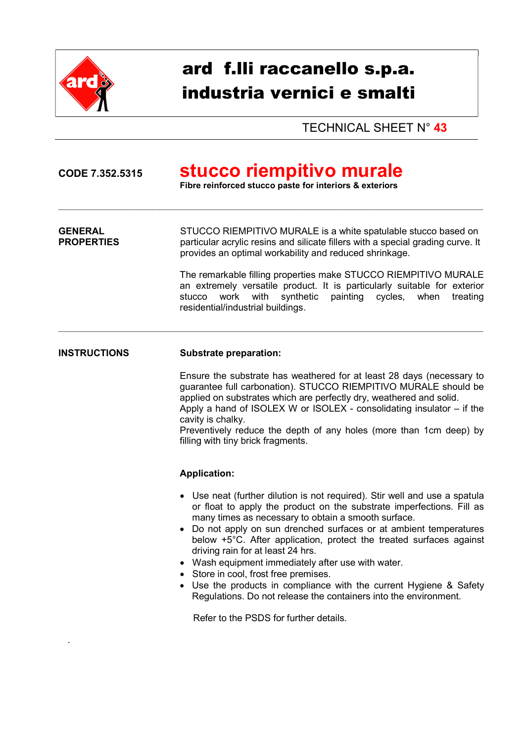# ard f.lli raccanello s.p.a.
# industria vernici e smalti

TECHNICAL SHEET N° **43**

---

**CODE 7.352.5315**

## stucco riempitivo murale

**Fibre reinforced stucco paste for interiors & exteriors**

---

**GENERAL PROPERTIES**

STUCCO RIEMPITIVO MURALE is a white spatulable stucco based on particular acrylic resins and silicate fillers with a special grading curve. It provides an optimal workability and reduced shrinkage.

The remarkable filling properties make STUCCO RIEMPITIVO MURALE an extremely versatile product. It is particularly suitable for exterior stucco work with synthetic painting cycles, when treating residential/industrial buildings.

---

**INSTRUCTIONS**

**Substrate preparation:**

Ensure the substrate has weathered for at least 28 days (necessary to guarantee full carbonation). STUCCO RIEMPITIVO MURALE should be applied on substrates which are perfectly dry, weathered and solid.
Apply a hand of ISOLEX W or ISOLEX - consolidating insulator – if the cavity is chalky.
Preventively reduce the depth of any holes (more than 1cm deep) by filling with tiny brick fragments.

**Application:**

- Use neat (further dilution is not required). Stir well and use a spatula or float to apply the product on the substrate imperfections. Fill as many times as necessary to obtain a smooth surface.
- Do not apply on sun drenched surfaces or at ambient temperatures below +5°C. After application, protect the treated surfaces against driving rain for at least 24 hrs.
- Wash equipment immediately after use with water.
- Store in cool, frost free premises.
- Use the products in compliance with the current Hygiene & Safety Regulations. Do not release the containers into the environment.

Refer to the PSDS for further details.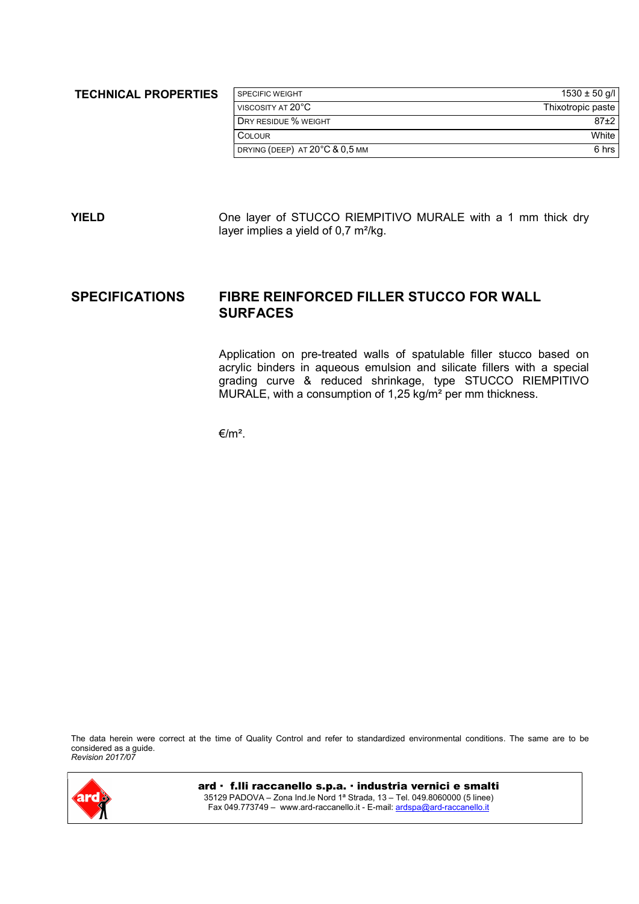## TECHNICAL PROPERTIES

| | |
|---|---|
| SPECIFIC WEIGHT | 1530 ± 50 g/l |
| VISCOSITY AT 20°C | Thixotropic paste |
| DRY RESIDUE % WEIGHT | 87±2 |
| COLOUR | White |
| DRYING (DEEP) AT 20°C & 0,5 MM | 6 hrs |

## YIELD

One layer of STUCCO RIEMPITIVO MURALE with a 1 mm thick dry layer implies a yield of 0,7 m²/kg.

## SPECIFICATIONS

### FIBRE REINFORCED FILLER STUCCO FOR WALL SURFACES

Application on pre-treated walls of spatulable filler stucco based on acrylic binders in aqueous emulsion and silicate fillers with a special grading curve & reduced shrinkage, type STUCCO RIEMPITIVO MURALE, with a consumption of 1,25 kg/m² per mm thickness.

€/m².

The data herein were correct at the time of Quality Control and refer to standardized environmental conditions. The same are to be considered as a guide.
*Revision 2017/07*

**ard · f.lli raccanello s.p.a. · industria vernici e smalti**
35129 PADOVA – Zona Ind.le Nord 1ª Strada, 13 – Tel. 049.8060000 (5 linee)
Fax 049.773749 – www.ard-raccanello.it - E-mail: ardspa@ard-raccanello.it